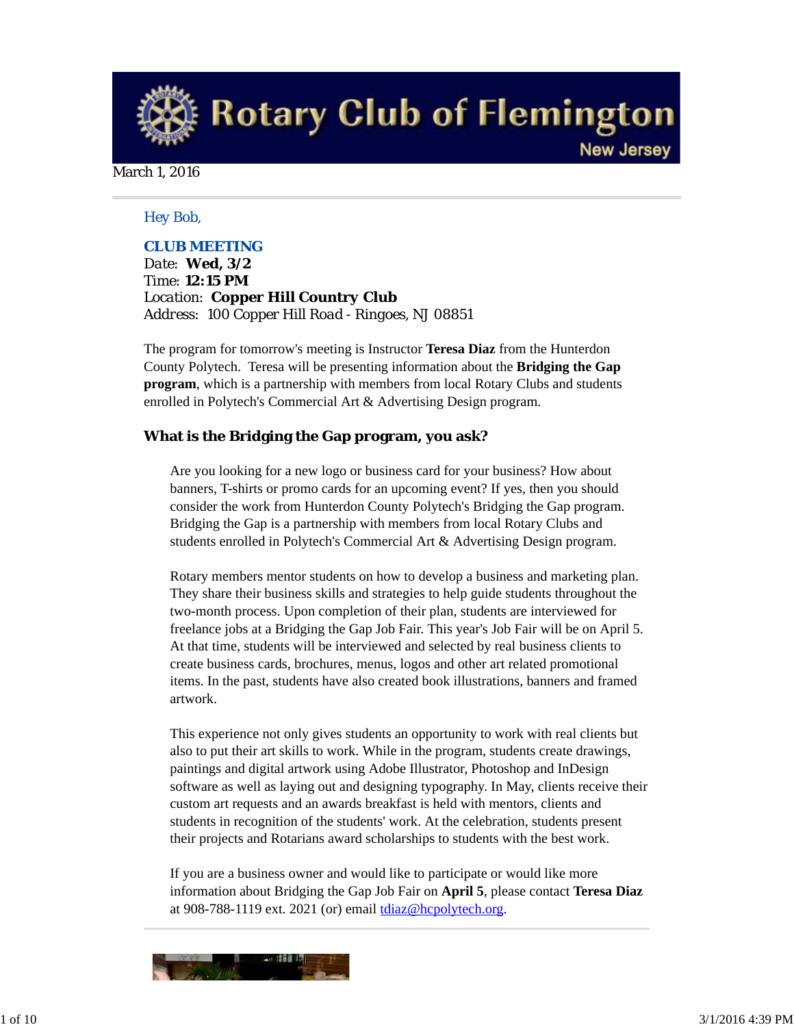# Rotary Club of Flemington

New Jersey

March 1, 2016

Hey Bob,

**CLUB MEETING**

Date: **Wed, 3/2**
Time: **12:15 PM**
Location: **Copper Hill Country Club**
Address: 100 Copper Hill Road - Ringoes, NJ 08851

The program for tomorrow's meeting is Instructor **Teresa Diaz** from the Hunterdon County Polytech. Teresa will be presenting information about the **Bridging the Gap program**, which is a partnership with members from local Rotary Clubs and students enrolled in Polytech's Commercial Art & Advertising Design program.

### What is the Bridging the Gap program, you ask?

Are you looking for a new logo or business card for your business? How about banners, T-shirts or promo cards for an upcoming event? If yes, then you should consider the work from Hunterdon County Polytech's Bridging the Gap program. Bridging the Gap is a partnership with members from local Rotary Clubs and students enrolled in Polytech's Commercial Art & Advertising Design program.

Rotary members mentor students on how to develop a business and marketing plan. They share their business skills and strategies to help guide students throughout the two-month process. Upon completion of their plan, students are interviewed for freelance jobs at a Bridging the Gap Job Fair. This year's Job Fair will be on April 5. At that time, students will be interviewed and selected by real business clients to create business cards, brochures, menus, logos and other art related promotional items. In the past, students have also created book illustrations, banners and framed artwork.

This experience not only gives students an opportunity to work with real clients but also to put their art skills to work. While in the program, students create drawings, paintings and digital artwork using Adobe Illustrator, Photoshop and InDesign software as well as laying out and designing typography. In May, clients receive their custom art requests and an awards breakfast is held with mentors, clients and students in recognition of the students' work. At the celebration, students present their projects and Rotarians award scholarships to students with the best work.

If you are a business owner and would like to participate or would like more information about Bridging the Gap Job Fair on **April 5**, please contact **Teresa Diaz** at 908-788-1119 ext. 2021 (or) email [tdiaz@hcpolytech.org](mailto:tdiaz@hcpolytech.org).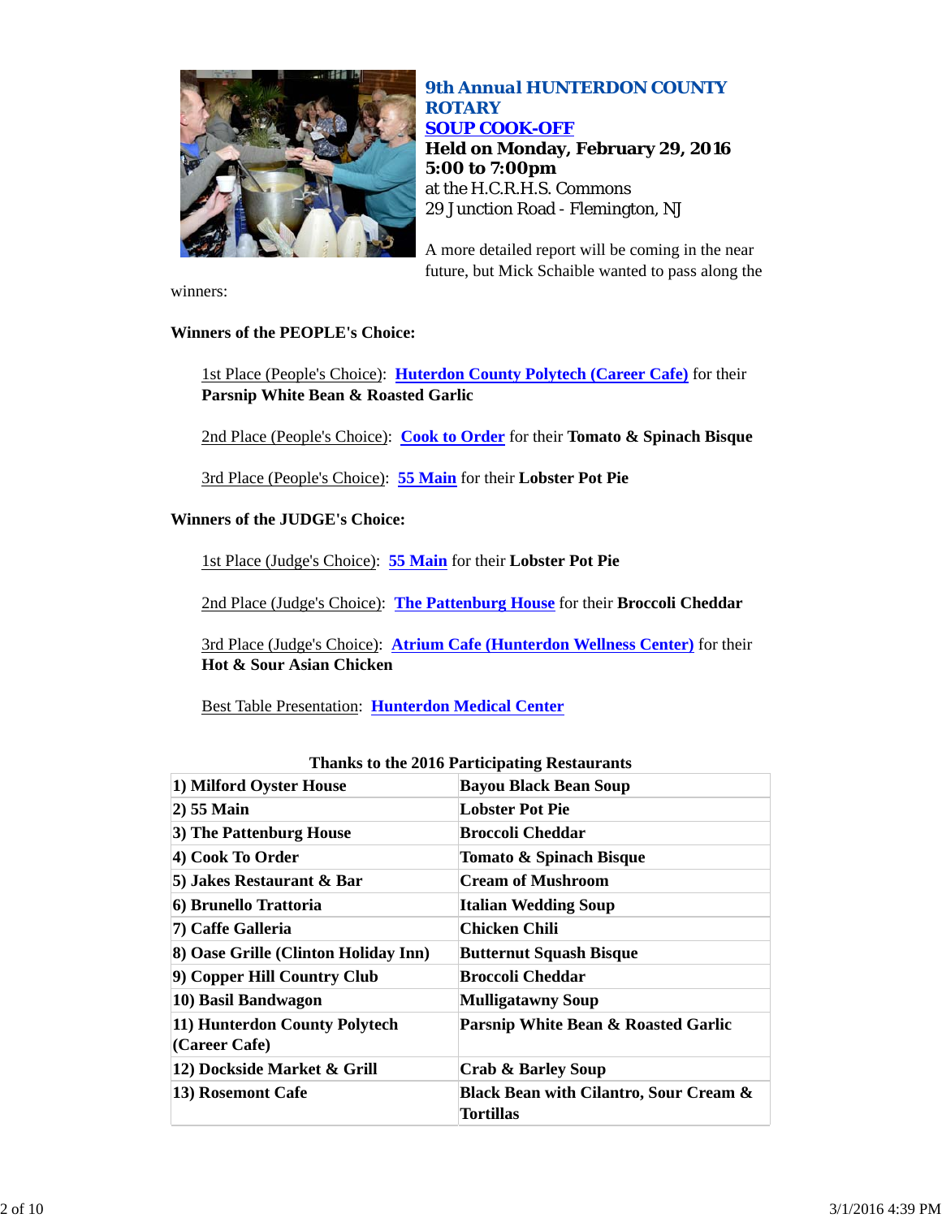## 9th Annual HUNTERDON COUNTY ROTARY SOUP COOK-OFF

**Held on Monday, February 29, 2016**
**5:00 to 7:00pm**
at the H.C.R.H.S. Commons
29 Junction Road - Flemington, NJ

A more detailed report will be coming in the near future, but Mick Schaible wanted to pass along the winners:

**Winners of the PEOPLE's Choice:**

1st Place (People's Choice): **Huterdon County Polytech (Career Cafe)** for their **Parsnip White Bean & Roasted Garlic**

2nd Place (People's Choice): **Cook to Order** for their **Tomato & Spinach Bisque**

3rd Place (People's Choice): **55 Main** for their **Lobster Pot Pie**

**Winners of the JUDGE's Choice:**

1st Place (Judge's Choice): **55 Main** for their **Lobster Pot Pie**

2nd Place (Judge's Choice): **The Pattenburg House** for their **Broccoli Cheddar**

3rd Place (Judge's Choice): **Atrium Cafe (Hunterdon Wellness Center)** for their **Hot & Sour Asian Chicken**

Best Table Presentation: **Hunterdon Medical Center**

**Thanks to the 2016 Participating Restaurants**

| Restaurant | Soup |
|---|---|
| 1) Milford Oyster House | Bayou Black Bean Soup |
| 2) 55 Main | Lobster Pot Pie |
| 3) The Pattenburg House | Broccoli Cheddar |
| 4) Cook To Order | Tomato & Spinach Bisque |
| 5) Jakes Restaurant & Bar | Cream of Mushroom |
| 6) Brunello Trattoria | Italian Wedding Soup |
| 7) Caffe Galleria | Chicken Chili |
| 8) Oase Grille (Clinton Holiday Inn) | Butternut Squash Bisque |
| 9) Copper Hill Country Club | Broccoli Cheddar |
| 10) Basil Bandwagon | Mulligatawny Soup |
| 11) Hunterdon County Polytech (Career Cafe) | Parsnip White Bean & Roasted Garlic |
| 12) Dockside Market & Grill | Crab & Barley Soup |
| 13) Rosemont Cafe | Black Bean with Cilantro, Sour Cream & Tortillas |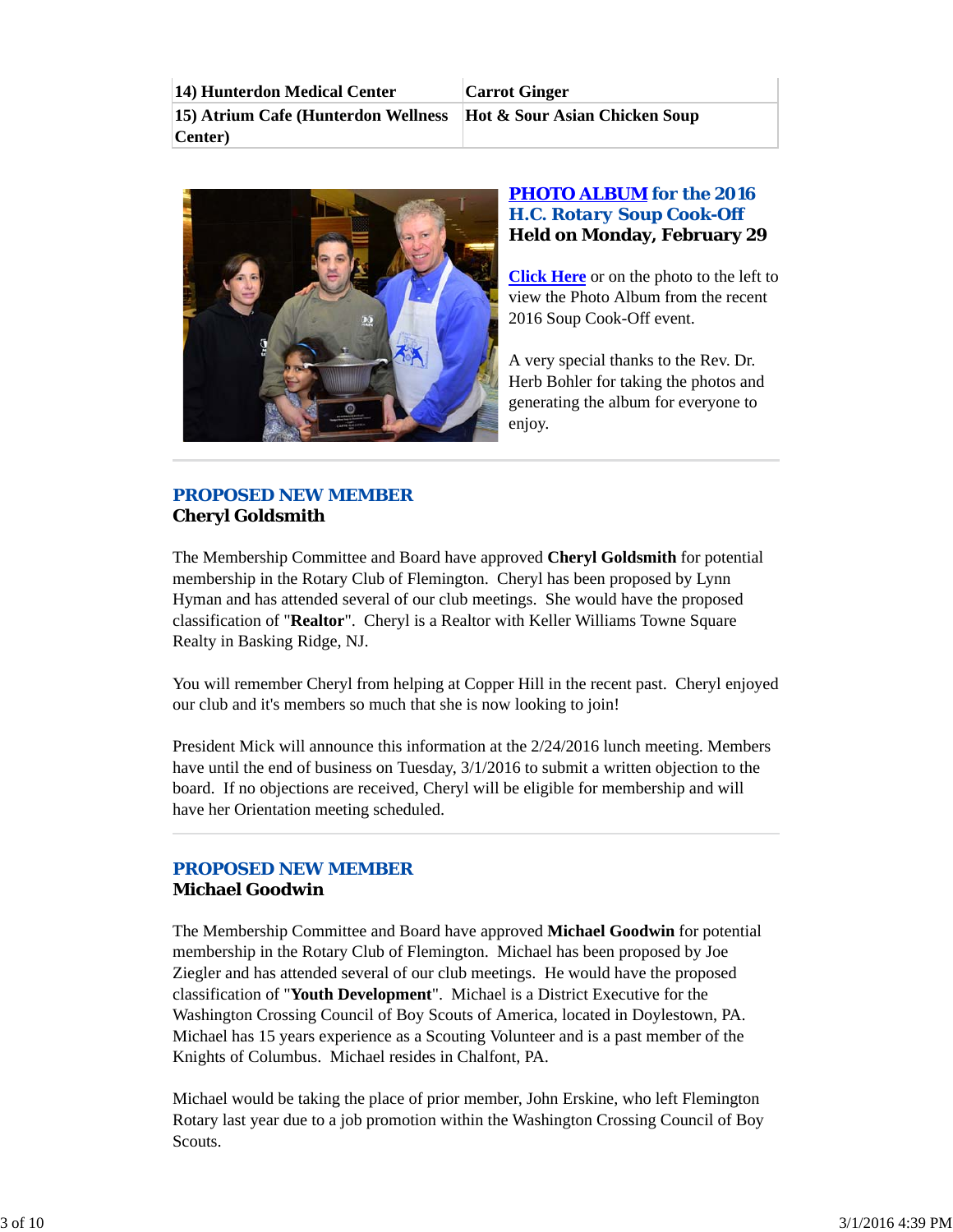| 14) Hunterdon Medical Center | Carrot Ginger |
|---|---|
| 15) Atrium Cafe (Hunterdon Wellness Center) | Hot & Sour Asian Chicken Soup |

### PHOTO ALBUM for the 2016 H.C. Rotary Soup Cook-Off
**Held on Monday, February 29**

Click Here or on the photo to the left to view the Photo Album from the recent 2016 Soup Cook-Off event.

A very special thanks to the Rev. Dr. Herb Bohler for taking the photos and generating the album for everyone to enjoy.

---

## PROPOSED NEW MEMBER
**Cheryl Goldsmith**

The Membership Committee and Board have approved **Cheryl Goldsmith** for potential membership in the Rotary Club of Flemington. Cheryl has been proposed by Lynn Hyman and has attended several of our club meetings. She would have the proposed classification of "**Realtor**". Cheryl is a Realtor with Keller Williams Towne Square Realty in Basking Ridge, NJ.

You will remember Cheryl from helping at Copper Hill in the recent past. Cheryl enjoyed our club and it's members so much that she is now looking to join!

President Mick will announce this information at the 2/24/2016 lunch meeting. Members have until the end of business on Tuesday, 3/1/2016 to submit a written objection to the board. If no objections are received, Cheryl will be eligible for membership and will have her Orientation meeting scheduled.

---

## PROPOSED NEW MEMBER
**Michael Goodwin**

The Membership Committee and Board have approved **Michael Goodwin** for potential membership in the Rotary Club of Flemington. Michael has been proposed by Joe Ziegler and has attended several of our club meetings. He would have the proposed classification of "**Youth Development**". Michael is a District Executive for the Washington Crossing Council of Boy Scouts of America, located in Doylestown, PA. Michael has 15 years experience as a Scouting Volunteer and is a past member of the Knights of Columbus. Michael resides in Chalfont, PA.

Michael would be taking the place of prior member, John Erskine, who left Flemington Rotary last year due to a job promotion within the Washington Crossing Council of Boy Scouts.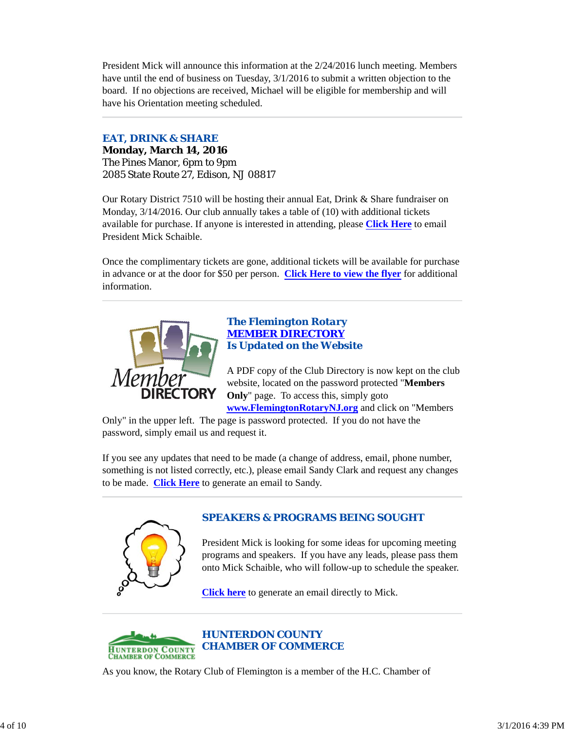President Mick will announce this information at the 2/24/2016 lunch meeting. Members have until the end of business on Tuesday, 3/1/2016 to submit a written objection to the board. If no objections are received, Michael will be eligible for membership and will have his Orientation meeting scheduled.

## EAT, DRINK & SHARE

**Monday, March 14, 2016**
The Pines Manor, 6pm to 9pm
2085 State Route 27, Edison, NJ 08817

Our Rotary District 7510 will be hosting their annual Eat, Drink & Share fundraiser on Monday, 3/14/2016. Our club annually takes a table of (10) with additional tickets available for purchase. If anyone is interested in attending, please **Click Here** to email President Mick Schaible.

Once the complimentary tickets are gone, additional tickets will be available for purchase in advance or at the door for $50 per person. **Click Here to view the flyer** for additional information.

## The Flemington Rotary MEMBER DIRECTORY Is Updated on the Website

A PDF copy of the Club Directory is now kept on the club website, located on the password protected "**Members Only**" page. To access this, simply goto **www.FlemingtonRotaryNJ.org** and click on "Members Only" in the upper left. The page is password protected. If you do not have the password, simply email us and request it.

If you see any updates that need to be made (a change of address, email, phone number, something is not listed correctly, etc.), please email Sandy Clark and request any changes to be made. **Click Here** to generate an email to Sandy.

## SPEAKERS & PROGRAMS BEING SOUGHT

President Mick is looking for some ideas for upcoming meeting programs and speakers. If you have any leads, please pass them onto Mick Schaible, who will follow-up to schedule the speaker.

**Click here** to generate an email directly to Mick.

## HUNTERDON COUNTY CHAMBER OF COMMERCE

As you know, the Rotary Club of Flemington is a member of the H.C. Chamber of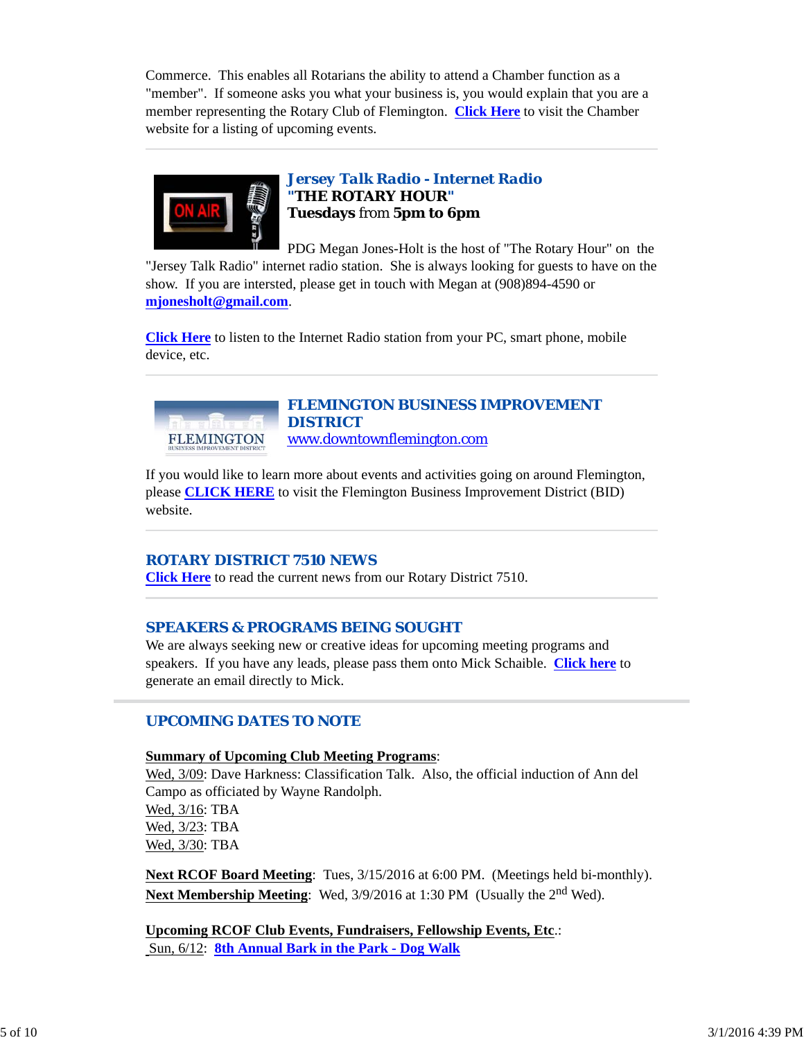Commerce. This enables all Rotarians the ability to attend a Chamber function as a "member". If someone asks you what your business is, you would explain that you are a member representing the Rotary Club of Flemington. **Click Here** to visit the Chamber website for a listing of upcoming events.

---

## Jersey Talk Radio - Internet Radio

**"THE ROTARY HOUR"**
**Tuesdays** from **5pm to 6pm**

PDG Megan Jones-Holt is the host of "The Rotary Hour" on the "Jersey Talk Radio" internet radio station. She is always looking for guests to have on the show. If you are intersted, please get in touch with Megan at (908)894-4590 or **mjonesholt@gmail.com**.

**Click Here** to listen to the Internet Radio station from your PC, smart phone, mobile device, etc.

---

## FLEMINGTON BUSINESS IMPROVEMENT DISTRICT

www.downtownflemington.com

If you would like to learn more about events and activities going on around Flemington, please **CLICK HERE** to visit the Flemington Business Improvement District (BID) website.

---

## ROTARY DISTRICT 7510 NEWS

**Click Here** to read the current news from our Rotary District 7510.

---

## SPEAKERS & PROGRAMS BEING SOUGHT

We are always seeking new or creative ideas for upcoming meeting programs and speakers. If you have any leads, please pass them onto Mick Schaible. **Click here** to generate an email directly to Mick.

---

## UPCOMING DATES TO NOTE

**Summary of Upcoming Club Meeting Programs**:
Wed, 3/09: Dave Harkness: Classification Talk. Also, the official induction of Ann del Campo as officiated by Wayne Randolph.
Wed, 3/16: TBA
Wed, 3/23: TBA
Wed, 3/30: TBA

**Next RCOF Board Meeting**: Tues, 3/15/2016 at 6:00 PM. (Meetings held bi-monthly).
**Next Membership Meeting**: Wed, 3/9/2016 at 1:30 PM (Usually the 2nd Wed).

**Upcoming RCOF Club Events, Fundraisers, Fellowship Events, Etc**.:
Sun, 6/12: **8th Annual Bark in the Park - Dog Walk**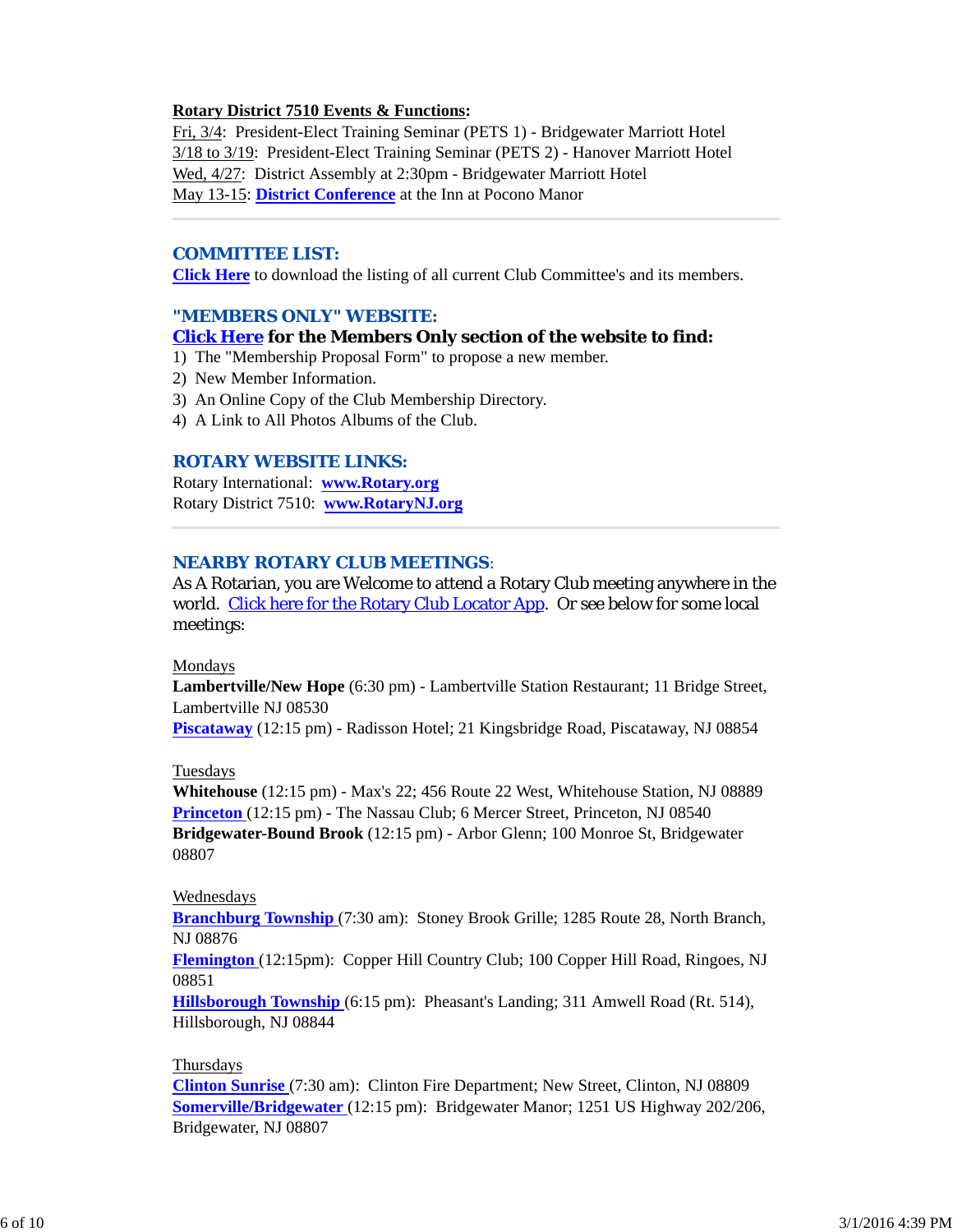**Rotary District 7510 Events & Functions:**

Fri, 3/4: President-Elect Training Seminar (PETS 1) - Bridgewater Marriott Hotel
3/18 to 3/19: President-Elect Training Seminar (PETS 2) - Hanover Marriott Hotel
Wed, 4/27: District Assembly at 2:30pm - Bridgewater Marriott Hotel
May 13-15: **District Conference** at the Inn at Pocono Manor

---

## COMMITTEE LIST:

**Click Here** to download the listing of all current Club Committee's and its members.

## "MEMBERS ONLY" WEBSITE:

**Click Here for the Members Only section of the website to find:**

1) The "Membership Proposal Form" to propose a new member.
2) New Member Information.
3) An Online Copy of the Club Membership Directory.
4) A Link to All Photos Albums of the Club.

## ROTARY WEBSITE LINKS:

Rotary International: **www.Rotary.org**
Rotary District 7510: **www.RotaryNJ.org**

---

## NEARBY ROTARY CLUB MEETINGS:

As A Rotarian, you are Welcome to attend a Rotary Club meeting anywhere in the world. Click here for the Rotary Club Locator App. Or see below for some local meetings:

Mondays
**Lambertville/New Hope** (6:30 pm) - Lambertville Station Restaurant; 11 Bridge Street, Lambertville NJ 08530
**Piscataway** (12:15 pm) - Radisson Hotel; 21 Kingsbridge Road, Piscataway, NJ 08854

Tuesdays
**Whitehouse** (12:15 pm) - Max's 22; 456 Route 22 West, Whitehouse Station, NJ 08889
**Princeton** (12:15 pm) - The Nassau Club; 6 Mercer Street, Princeton, NJ 08540
**Bridgewater-Bound Brook** (12:15 pm) - Arbor Glenn; 100 Monroe St, Bridgewater 08807

Wednesdays
**Branchburg Township** (7:30 am): Stoney Brook Grille; 1285 Route 28, North Branch, NJ 08876
**Flemington** (12:15pm): Copper Hill Country Club; 100 Copper Hill Road, Ringoes, NJ 08851
**Hillsborough Township** (6:15 pm): Pheasant's Landing; 311 Amwell Road (Rt. 514), Hillsborough, NJ 08844

Thursdays
**Clinton Sunrise** (7:30 am): Clinton Fire Department; New Street, Clinton, NJ 08809
**Somerville/Bridgewater** (12:15 pm): Bridgewater Manor; 1251 US Highway 202/206, Bridgewater, NJ 08807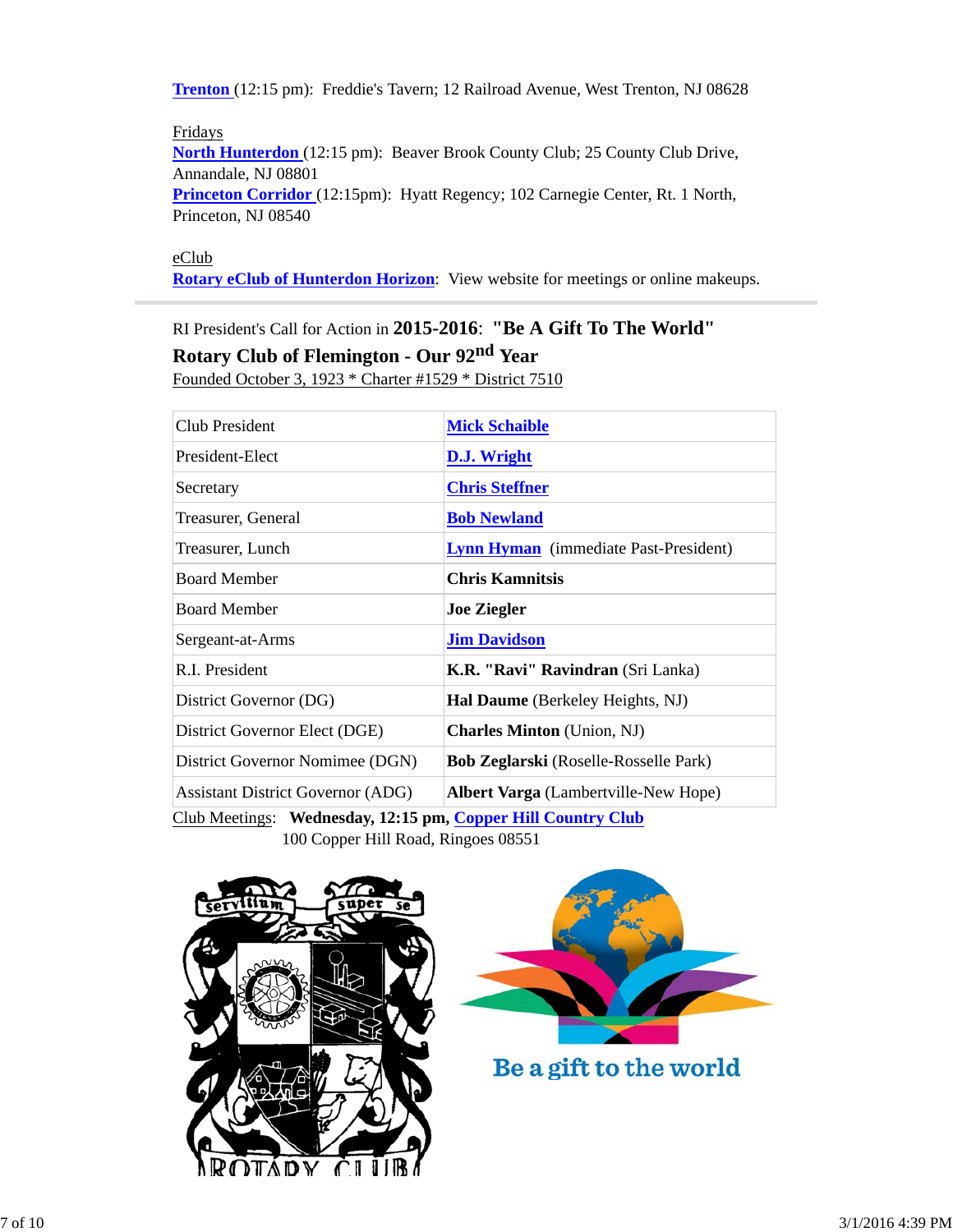**Trenton** (12:15 pm): Freddie's Tavern; 12 Railroad Avenue, West Trenton, NJ 08628

Fridays
**North Hunterdon** (12:15 pm): Beaver Brook County Club; 25 County Club Drive, Annandale, NJ 08801
**Princeton Corridor** (12:15pm): Hyatt Regency; 102 Carnegie Center, Rt. 1 North, Princeton, NJ 08540

eClub
**Rotary eClub of Hunterdon Horizon**: View website for meetings or online makeups.

---

RI President's Call for Action in **2015-2016**: **"Be A Gift To The World"**
**Rotary Club of Flemington - Our 92nd Year**
Founded October 3, 1923 * Charter #1529 * District 7510

| | |
|---|---|
| Club President | **Mick Schaible** |
| President-Elect | **D.J. Wright** |
| Secretary | **Chris Steffner** |
| Treasurer, General | **Bob Newland** |
| Treasurer, Lunch | **Lynn Hyman** (immediate Past-President) |
| Board Member | **Chris Kamnitsis** |
| Board Member | **Joe Ziegler** |
| Sergeant-at-Arms | **Jim Davidson** |
| R.I. President | **K.R. "Ravi" Ravindran** (Sri Lanka) |
| District Governor (DG) | **Hal Daume** (Berkeley Heights, NJ) |
| District Governor Elect (DGE) | **Charles Minton** (Union, NJ) |
| District Governor Nomimee (DGN) | **Bob Zeglarski** (Roselle-Rosselle Park) |
| Assistant District Governor (ADG) | **Albert Varga** (Lambertville-New Hope) |

Club Meetings: **Wednesday, 12:15 pm, Copper Hill Country Club**
100 Copper Hill Road, Ringoes 08551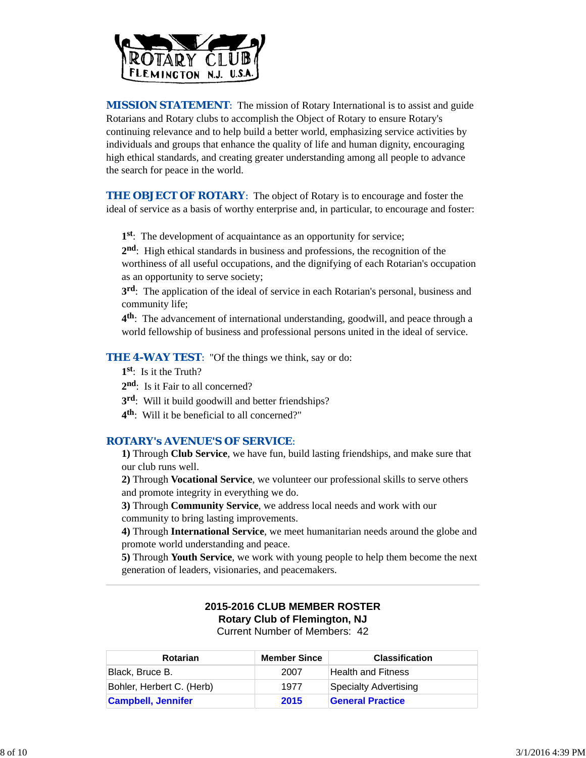**MISSION STATEMENT**: The mission of Rotary International is to assist and guide Rotarians and Rotary clubs to accomplish the Object of Rotary to ensure Rotary's continuing relevance and to help build a better world, emphasizing service activities by individuals and groups that enhance the quality of life and human dignity, encouraging high ethical standards, and creating greater understanding among all people to advance the search for peace in the world.

**THE OBJECT OF ROTARY**: The object of Rotary is to encourage and foster the ideal of service as a basis of worthy enterprise and, in particular, to encourage and foster:

**1st**: The development of acquaintance as an opportunity for service;
**2nd**: High ethical standards in business and professions, the recognition of the worthiness of all useful occupations, and the dignifying of each Rotarian's occupation as an opportunity to serve society;
**3rd**: The application of the ideal of service in each Rotarian's personal, business and community life;
**4th**: The advancement of international understanding, goodwill, and peace through a world fellowship of business and professional persons united in the ideal of service.

**THE 4-WAY TEST**: "Of the things we think, say or do:
**1st**: Is it the Truth?
**2nd**: Is it Fair to all concerned?
**3rd**: Will it build goodwill and better friendships?
**4th**: Will it be beneficial to all concerned?"

**ROTARY's AVENUE'S OF SERVICE**:
**1)** Through **Club Service**, we have fun, build lasting friendships, and make sure that our club runs well.
**2)** Through **Vocational Service**, we volunteer our professional skills to serve others and promote integrity in everything we do.
**3)** Through **Community Service**, we address local needs and work with our community to bring lasting improvements.
**4)** Through **International Service**, we meet humanitarian needs around the globe and promote world understanding and peace.
**5)** Through **Youth Service**, we work with young people to help them become the next generation of leaders, visionaries, and peacemakers.

---

**2015-2016 CLUB MEMBER ROSTER**
**Rotary Club of Flemington, NJ**
Current Number of Members: 42

| Rotarian | Member Since | Classification |
|---|---|---|
| Black, Bruce B. | 2007 | Health and Fitness |
| Bohler, Herbert C. (Herb) | 1977 | Specialty Advertising |
| **Campbell, Jennifer** | **2015** | **General Practice** |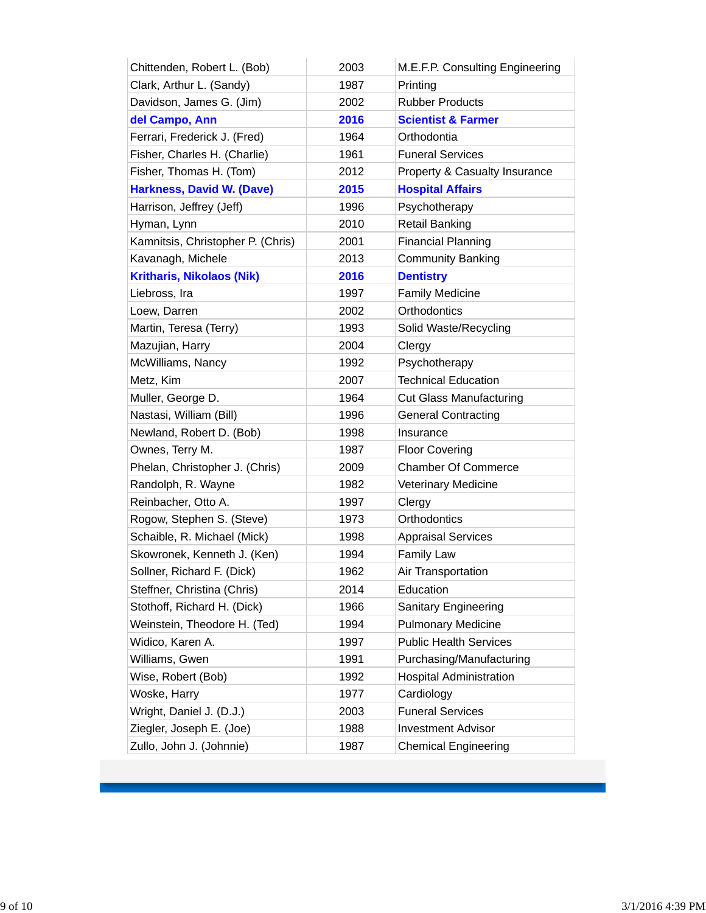| | | |
|---|---|---|
| Chittenden, Robert L. (Bob) | 2003 | M.E.F.P. Consulting Engineering |
| Clark, Arthur L. (Sandy) | 1987 | Printing |
| Davidson, James G. (Jim) | 2002 | Rubber Products |
| **del Campo, Ann** | **2016** | **Scientist & Farmer** |
| Ferrari, Frederick J. (Fred) | 1964 | Orthodontia |
| Fisher, Charles H. (Charlie) | 1961 | Funeral Services |
| Fisher, Thomas H. (Tom) | 2012 | Property & Casualty Insurance |
| **Harkness, David W. (Dave)** | **2015** | **Hospital Affairs** |
| Harrison, Jeffrey (Jeff) | 1996 | Psychotherapy |
| Hyman, Lynn | 2010 | Retail Banking |
| Kamnitsis, Christopher P. (Chris) | 2001 | Financial Planning |
| Kavanagh, Michele | 2013 | Community Banking |
| **Kritharis, Nikolaos (Nik)** | **2016** | **Dentistry** |
| Liebross, Ira | 1997 | Family Medicine |
| Loew, Darren | 2002 | Orthodontics |
| Martin, Teresa (Terry) | 1993 | Solid Waste/Recycling |
| Mazujian, Harry | 2004 | Clergy |
| McWilliams, Nancy | 1992 | Psychotherapy |
| Metz, Kim | 2007 | Technical Education |
| Muller, George D. | 1964 | Cut Glass Manufacturing |
| Nastasi, William (Bill) | 1996 | General Contracting |
| Newland, Robert D. (Bob) | 1998 | Insurance |
| Ownes, Terry M. | 1987 | Floor Covering |
| Phelan, Christopher J. (Chris) | 2009 | Chamber Of Commerce |
| Randolph, R. Wayne | 1982 | Veterinary Medicine |
| Reinbacher, Otto A. | 1997 | Clergy |
| Rogow, Stephen S. (Steve) | 1973 | Orthodontics |
| Schaible, R. Michael (Mick) | 1998 | Appraisal Services |
| Skowronek, Kenneth J. (Ken) | 1994 | Family Law |
| Sollner, Richard F. (Dick) | 1962 | Air Transportation |
| Steffner, Christina (Chris) | 2014 | Education |
| Stothoff, Richard H. (Dick) | 1966 | Sanitary Engineering |
| Weinstein, Theodore H. (Ted) | 1994 | Pulmonary Medicine |
| Widico, Karen A. | 1997 | Public Health Services |
| Williams, Gwen | 1991 | Purchasing/Manufacturing |
| Wise, Robert (Bob) | 1992 | Hospital Administration |
| Woske, Harry | 1977 | Cardiology |
| Wright, Daniel J. (D.J.) | 2003 | Funeral Services |
| Ziegler, Joseph E. (Joe) | 1988 | Investment Advisor |
| Zullo, John J. (Johnnie) | 1987 | Chemical Engineering |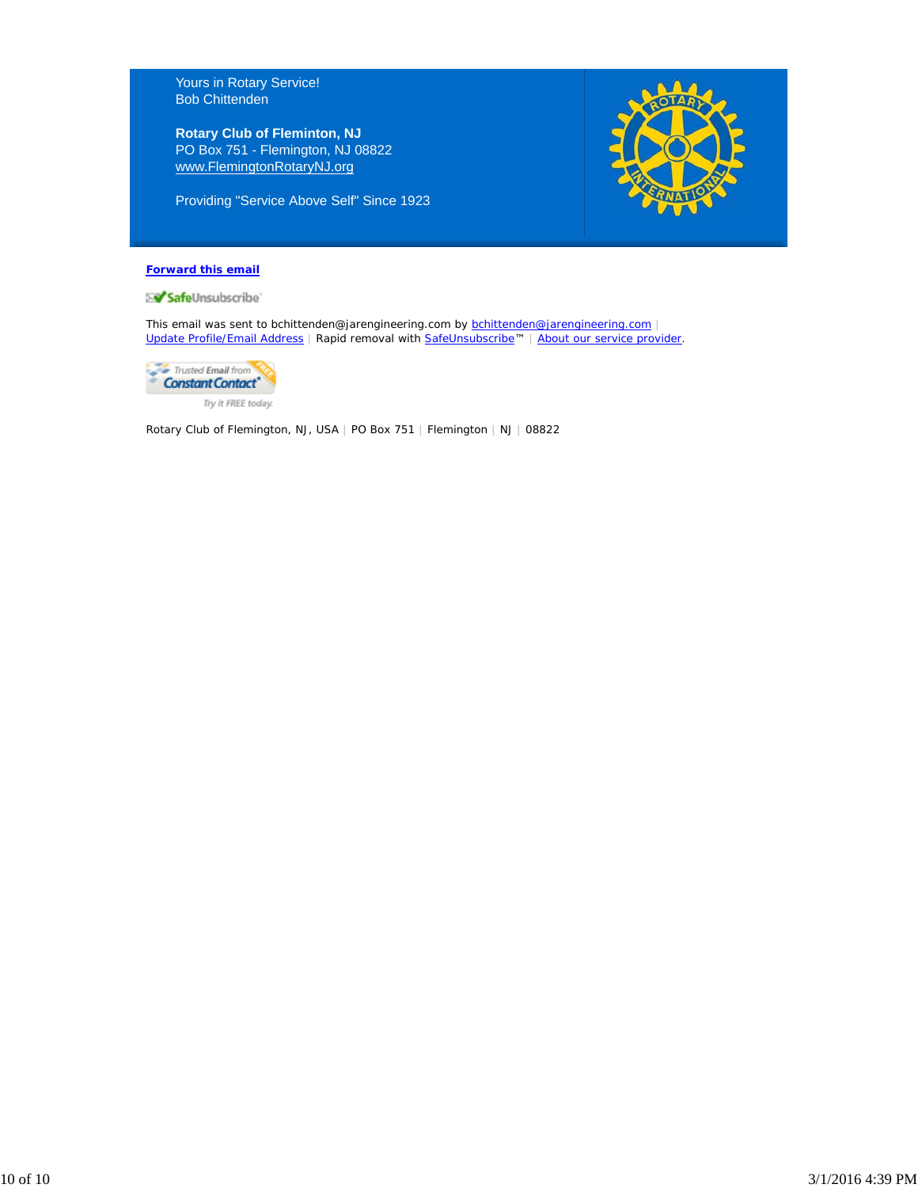Yours in Rotary Service!
Bob Chittenden

**Rotary Club of Fleminton, NJ**
PO Box 751 - Flemington, NJ 08822
www.FlemingtonRotaryNJ.org

Providing "Service Above Self" Since 1923

**Forward this email**

SafeUnsubscribe

This email was sent to bchittenden@jarengineering.com by bchittenden@jarengineering.com | Update Profile/Email Address | Rapid removal with SafeUnsubscribe™ | About our service provider.

Trusted Email from Constant Contact
Try it FREE today.

Rotary Club of Flemington, NJ, USA | PO Box 751 | Flemington | NJ | 08822